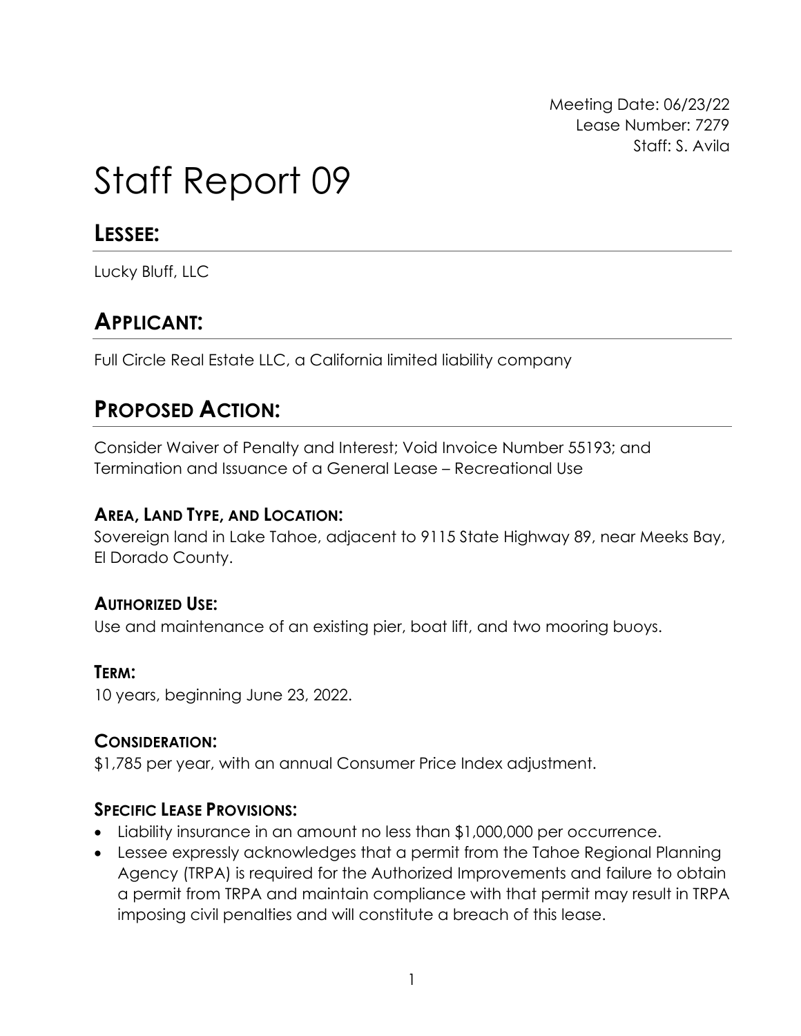Meeting Date: 06/23/22
Lease Number: 7279
Staff: S. Avila

# Staff Report 09

## LESSEE:

Lucky Bluff, LLC

## APPLICANT:

Full Circle Real Estate LLC, a California limited liability company

## PROPOSED ACTION:

Consider Waiver of Penalty and Interest; Void Invoice Number 55193; and Termination and Issuance of a General Lease – Recreational Use

### AREA, LAND TYPE, AND LOCATION:

Sovereign land in Lake Tahoe, adjacent to 9115 State Highway 89, near Meeks Bay, El Dorado County.

### AUTHORIZED USE:

Use and maintenance of an existing pier, boat lift, and two mooring buoys.

### TERM:

10 years, beginning June 23, 2022.

### CONSIDERATION:

$1,785 per year, with an annual Consumer Price Index adjustment.

### SPECIFIC LEASE PROVISIONS:

- Liability insurance in an amount no less than $1,000,000 per occurrence.
- Lessee expressly acknowledges that a permit from the Tahoe Regional Planning Agency (TRPA) is required for the Authorized Improvements and failure to obtain a permit from TRPA and maintain compliance with that permit may result in TRPA imposing civil penalties and will constitute a breach of this lease.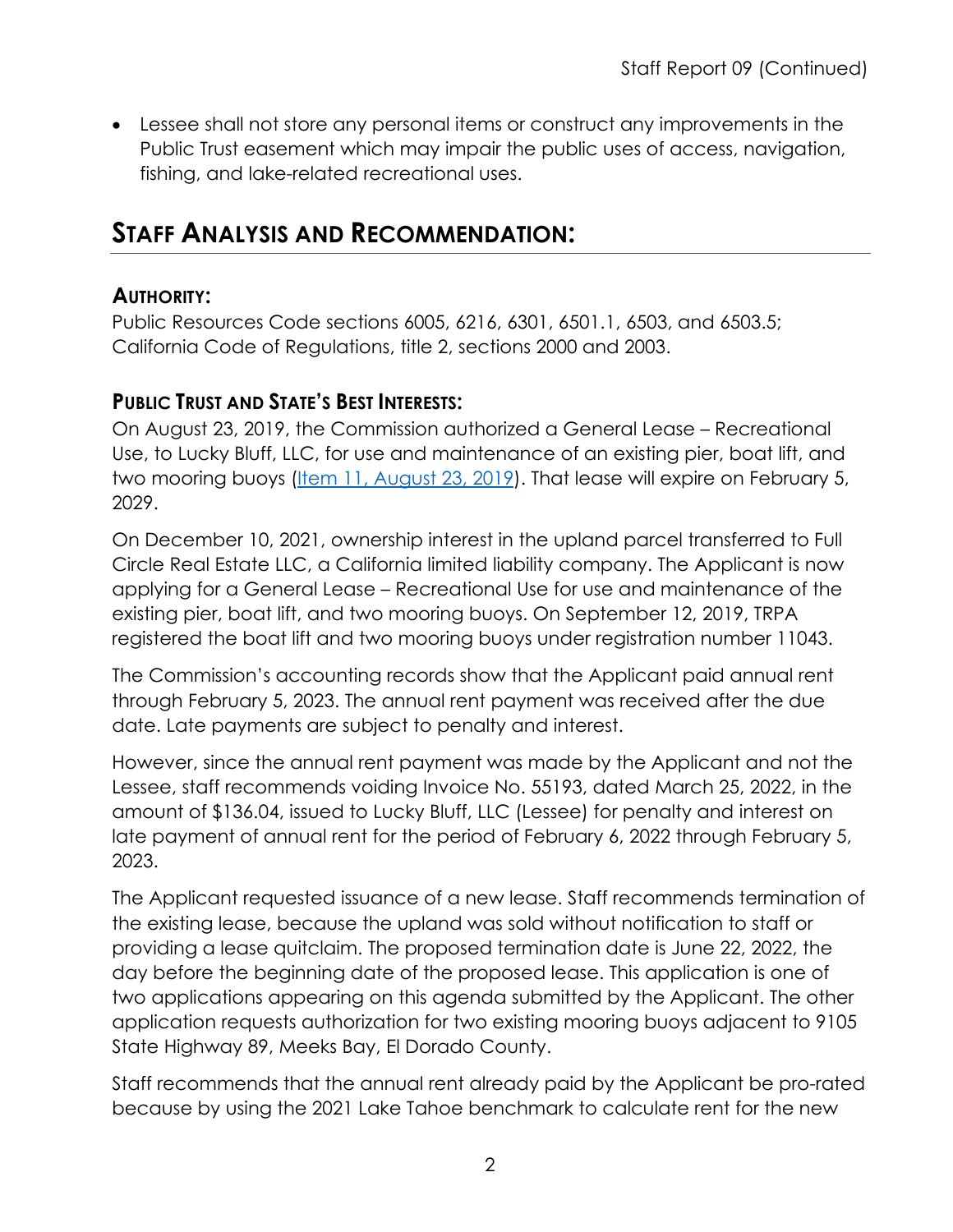- Lessee shall not store any personal items or construct any improvements in the Public Trust easement which may impair the public uses of access, navigation, fishing, and lake-related recreational uses.

## STAFF ANALYSIS AND RECOMMENDATION:

### AUTHORITY:

Public Resources Code sections 6005, 6216, 6301, 6501.1, 6503, and 6503.5; California Code of Regulations, title 2, sections 2000 and 2003.

### PUBLIC TRUST AND STATE'S BEST INTERESTS:

On August 23, 2019, the Commission authorized a General Lease – Recreational Use, to Lucky Bluff, LLC, for use and maintenance of an existing pier, boat lift, and two mooring buoys (Item 11, August 23, 2019). That lease will expire on February 5, 2029.

On December 10, 2021, ownership interest in the upland parcel transferred to Full Circle Real Estate LLC, a California limited liability company. The Applicant is now applying for a General Lease – Recreational Use for use and maintenance of the existing pier, boat lift, and two mooring buoys. On September 12, 2019, TRPA registered the boat lift and two mooring buoys under registration number 11043.

The Commission's accounting records show that the Applicant paid annual rent through February 5, 2023. The annual rent payment was received after the due date. Late payments are subject to penalty and interest.

However, since the annual rent payment was made by the Applicant and not the Lessee, staff recommends voiding Invoice No. 55193, dated March 25, 2022, in the amount of $136.04, issued to Lucky Bluff, LLC (Lessee) for penalty and interest on late payment of annual rent for the period of February 6, 2022 through February 5, 2023.

The Applicant requested issuance of a new lease. Staff recommends termination of the existing lease, because the upland was sold without notification to staff or providing a lease quitclaim. The proposed termination date is June 22, 2022, the day before the beginning date of the proposed lease. This application is one of two applications appearing on this agenda submitted by the Applicant. The other application requests authorization for two existing mooring buoys adjacent to 9105 State Highway 89, Meeks Bay, El Dorado County.

Staff recommends that the annual rent already paid by the Applicant be pro-rated because by using the 2021 Lake Tahoe benchmark to calculate rent for the new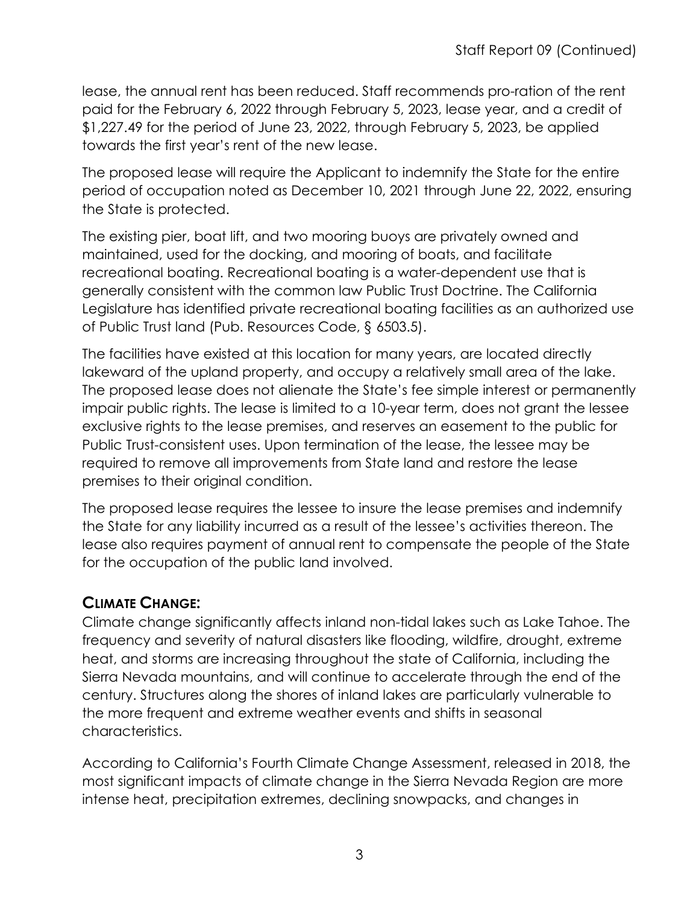lease, the annual rent has been reduced. Staff recommends pro-ration of the rent paid for the February 6, 2022 through February 5, 2023, lease year, and a credit of $1,227.49 for the period of June 23, 2022, through February 5, 2023, be applied towards the first year's rent of the new lease.

The proposed lease will require the Applicant to indemnify the State for the entire period of occupation noted as December 10, 2021 through June 22, 2022, ensuring the State is protected.

The existing pier, boat lift, and two mooring buoys are privately owned and maintained, used for the docking, and mooring of boats, and facilitate recreational boating. Recreational boating is a water-dependent use that is generally consistent with the common law Public Trust Doctrine. The California Legislature has identified private recreational boating facilities as an authorized use of Public Trust land (Pub. Resources Code, § 6503.5).

The facilities have existed at this location for many years, are located directly lakeward of the upland property, and occupy a relatively small area of the lake. The proposed lease does not alienate the State's fee simple interest or permanently impair public rights. The lease is limited to a 10-year term, does not grant the lessee exclusive rights to the lease premises, and reserves an easement to the public for Public Trust-consistent uses. Upon termination of the lease, the lessee may be required to remove all improvements from State land and restore the lease premises to their original condition.

The proposed lease requires the lessee to insure the lease premises and indemnify the State for any liability incurred as a result of the lessee's activities thereon. The lease also requires payment of annual rent to compensate the people of the State for the occupation of the public land involved.

## CLIMATE CHANGE:

Climate change significantly affects inland non-tidal lakes such as Lake Tahoe. The frequency and severity of natural disasters like flooding, wildfire, drought, extreme heat, and storms are increasing throughout the state of California, including the Sierra Nevada mountains, and will continue to accelerate through the end of the century. Structures along the shores of inland lakes are particularly vulnerable to the more frequent and extreme weather events and shifts in seasonal characteristics.

According to California's Fourth Climate Change Assessment, released in 2018, the most significant impacts of climate change in the Sierra Nevada Region are more intense heat, precipitation extremes, declining snowpacks, and changes in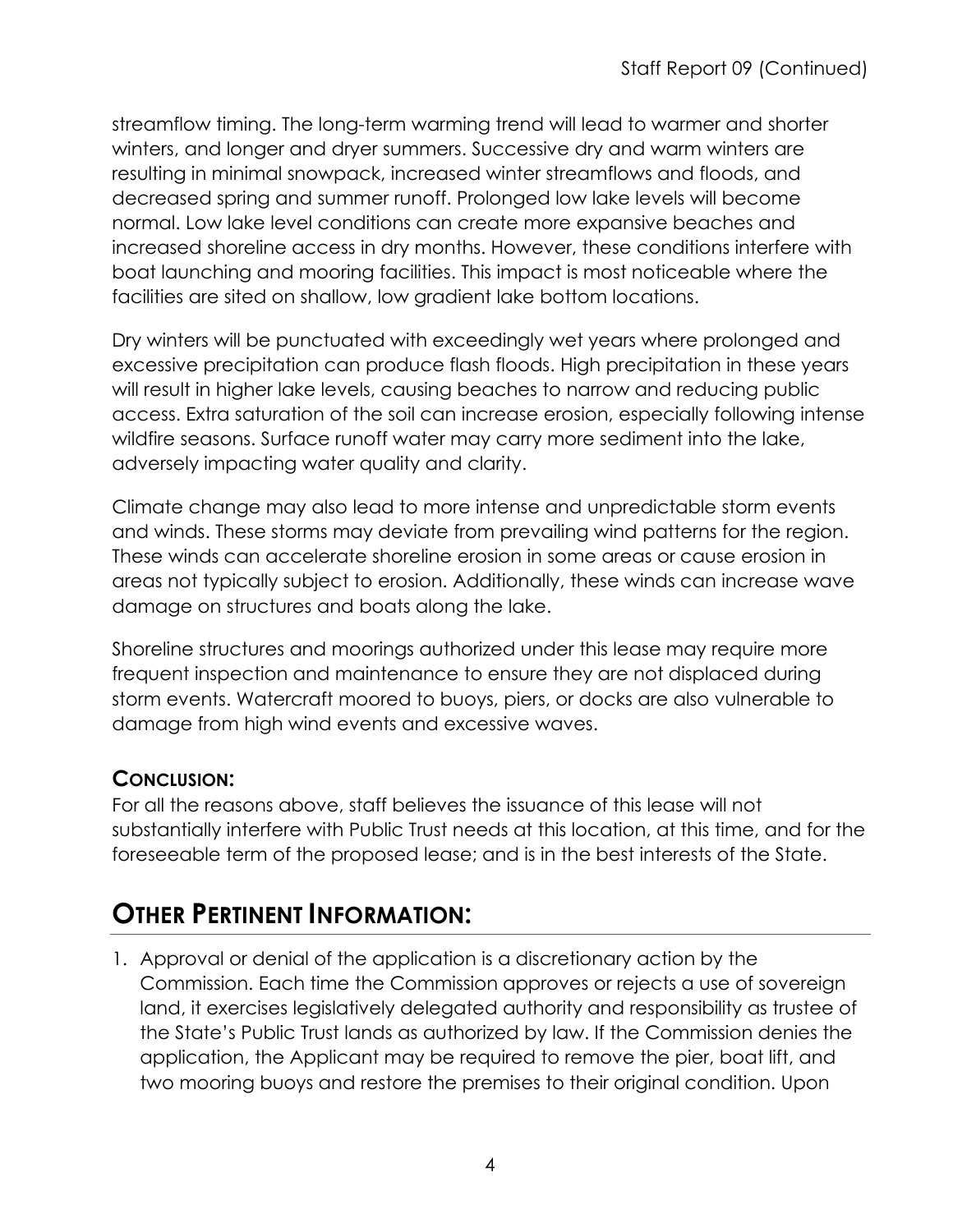streamflow timing. The long-term warming trend will lead to warmer and shorter winters, and longer and dryer summers. Successive dry and warm winters are resulting in minimal snowpack, increased winter streamflows and floods, and decreased spring and summer runoff. Prolonged low lake levels will become normal. Low lake level conditions can create more expansive beaches and increased shoreline access in dry months. However, these conditions interfere with boat launching and mooring facilities. This impact is most noticeable where the facilities are sited on shallow, low gradient lake bottom locations.

Dry winters will be punctuated with exceedingly wet years where prolonged and excessive precipitation can produce flash floods. High precipitation in these years will result in higher lake levels, causing beaches to narrow and reducing public access. Extra saturation of the soil can increase erosion, especially following intense wildfire seasons. Surface runoff water may carry more sediment into the lake, adversely impacting water quality and clarity.

Climate change may also lead to more intense and unpredictable storm events and winds. These storms may deviate from prevailing wind patterns for the region. These winds can accelerate shoreline erosion in some areas or cause erosion in areas not typically subject to erosion. Additionally, these winds can increase wave damage on structures and boats along the lake.

Shoreline structures and moorings authorized under this lease may require more frequent inspection and maintenance to ensure they are not displaced during storm events. Watercraft moored to buoys, piers, or docks are also vulnerable to damage from high wind events and excessive waves.

### CONCLUSION:

For all the reasons above, staff believes the issuance of this lease will not substantially interfere with Public Trust needs at this location, at this time, and for the foreseeable term of the proposed lease; and is in the best interests of the State.

## OTHER PERTINENT INFORMATION:

1. Approval or denial of the application is a discretionary action by the Commission. Each time the Commission approves or rejects a use of sovereign land, it exercises legislatively delegated authority and responsibility as trustee of the State's Public Trust lands as authorized by law. If the Commission denies the application, the Applicant may be required to remove the pier, boat lift, and two mooring buoys and restore the premises to their original condition. Upon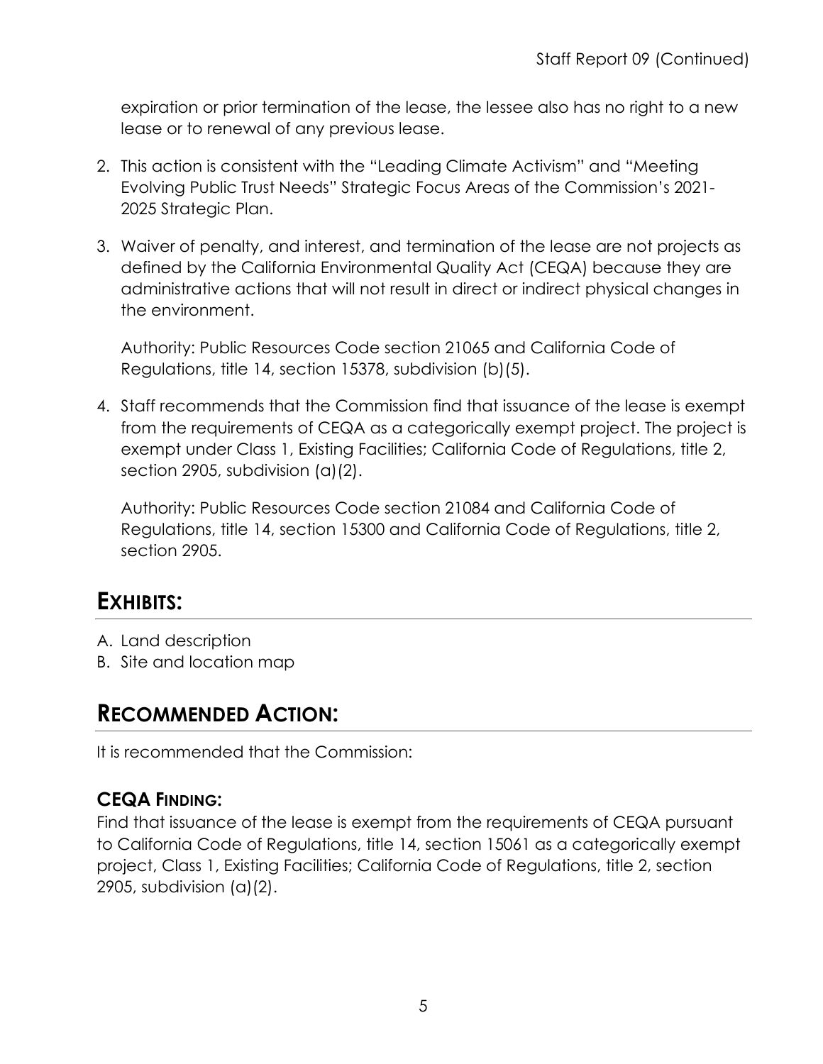expiration or prior termination of the lease, the lessee also has no right to a new lease or to renewal of any previous lease.

2. This action is consistent with the "Leading Climate Activism" and "Meeting Evolving Public Trust Needs" Strategic Focus Areas of the Commission's 2021-2025 Strategic Plan.

3. Waiver of penalty, and interest, and termination of the lease are not projects as defined by the California Environmental Quality Act (CEQA) because they are administrative actions that will not result in direct or indirect physical changes in the environment.

   Authority: Public Resources Code section 21065 and California Code of Regulations, title 14, section 15378, subdivision (b)(5).

4. Staff recommends that the Commission find that issuance of the lease is exempt from the requirements of CEQA as a categorically exempt project. The project is exempt under Class 1, Existing Facilities; California Code of Regulations, title 2, section 2905, subdivision (a)(2).

   Authority: Public Resources Code section 21084 and California Code of Regulations, title 14, section 15300 and California Code of Regulations, title 2, section 2905.

## EXHIBITS:

A. Land description
B. Site and location map

## RECOMMENDED ACTION:

It is recommended that the Commission:

### CEQA FINDING:

Find that issuance of the lease is exempt from the requirements of CEQA pursuant to California Code of Regulations, title 14, section 15061 as a categorically exempt project, Class 1, Existing Facilities; California Code of Regulations, title 2, section 2905, subdivision (a)(2).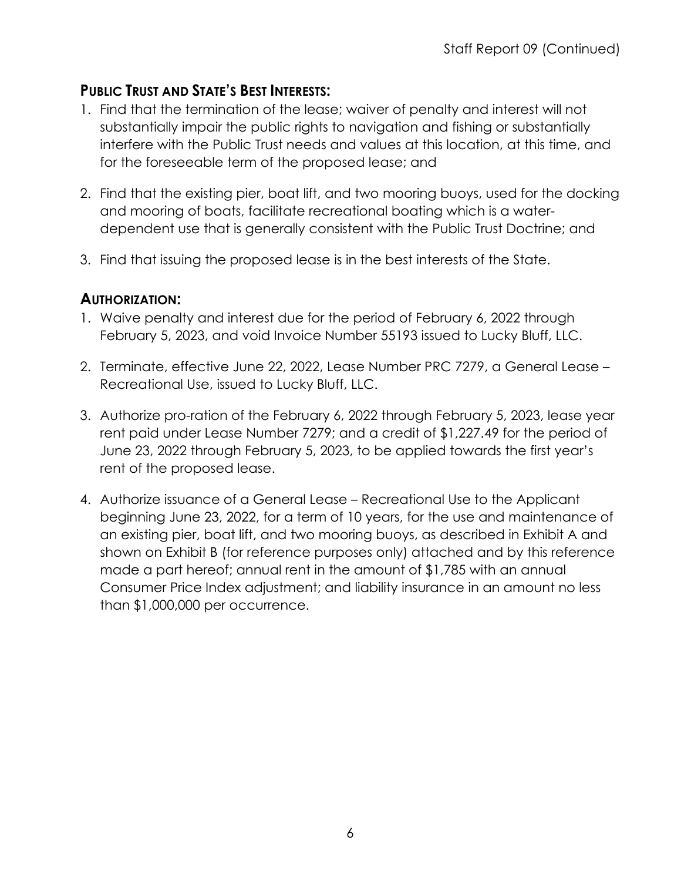## PUBLIC TRUST AND STATE'S BEST INTERESTS:

1. Find that the termination of the lease; waiver of penalty and interest will not substantially impair the public rights to navigation and fishing or substantially interfere with the Public Trust needs and values at this location, at this time, and for the foreseeable term of the proposed lease; and
2. Find that the existing pier, boat lift, and two mooring buoys, used for the docking and mooring of boats, facilitate recreational boating which is a water-dependent use that is generally consistent with the Public Trust Doctrine; and
3. Find that issuing the proposed lease is in the best interests of the State.

## AUTHORIZATION:

1. Waive penalty and interest due for the period of February 6, 2022 through February 5, 2023, and void Invoice Number 55193 issued to Lucky Bluff, LLC.
2. Terminate, effective June 22, 2022, Lease Number PRC 7279, a General Lease – Recreational Use, issued to Lucky Bluff, LLC.
3. Authorize pro-ration of the February 6, 2022 through February 5, 2023, lease year rent paid under Lease Number 7279; and a credit of $1,227.49 for the period of June 23, 2022 through February 5, 2023, to be applied towards the first year's rent of the proposed lease.
4. Authorize issuance of a General Lease – Recreational Use to the Applicant beginning June 23, 2022, for a term of 10 years, for the use and maintenance of an existing pier, boat lift, and two mooring buoys, as described in Exhibit A and shown on Exhibit B (for reference purposes only) attached and by this reference made a part hereof; annual rent in the amount of $1,785 with an annual Consumer Price Index adjustment; and liability insurance in an amount no less than $1,000,000 per occurrence.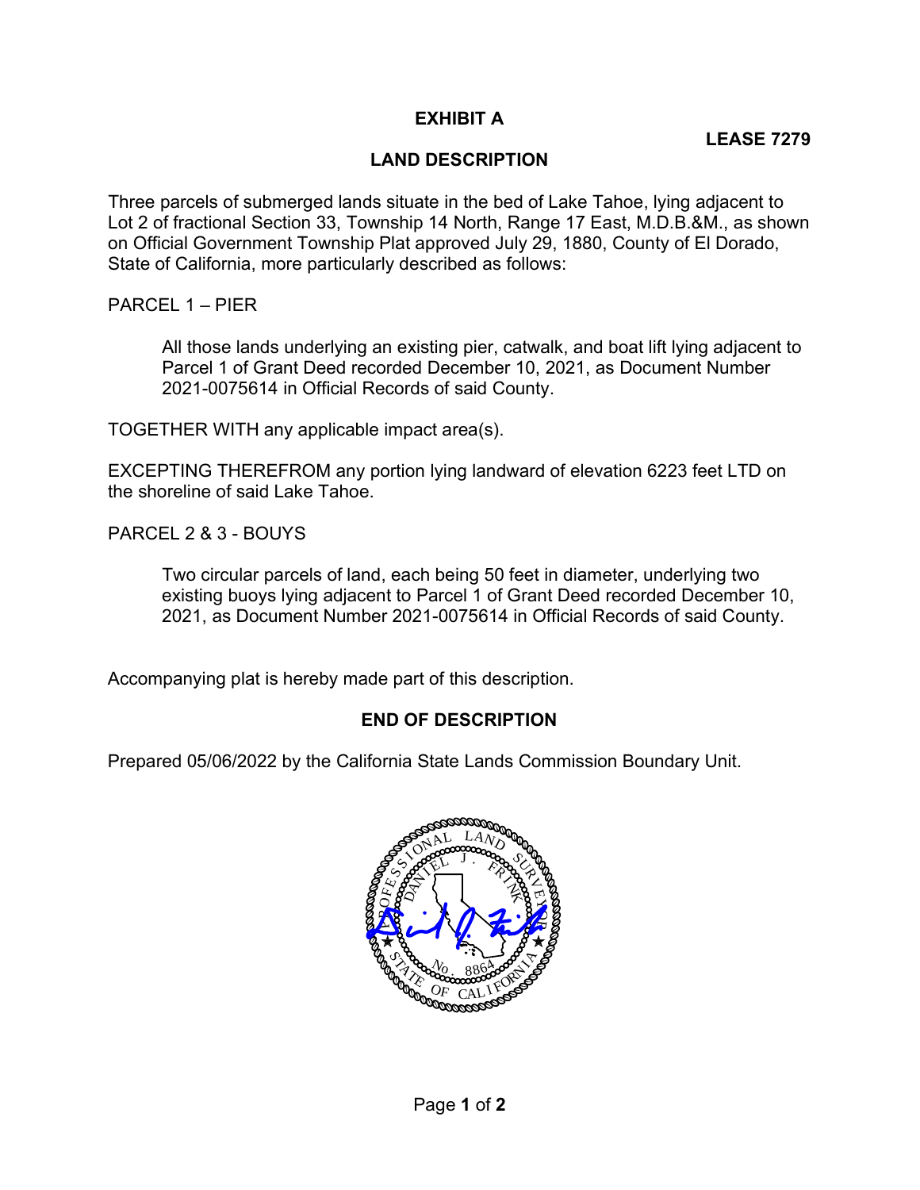# EXHIBIT A

**LEASE 7279**

## LAND DESCRIPTION

Three parcels of submerged lands situate in the bed of Lake Tahoe, lying adjacent to Lot 2 of fractional Section 33, Township 14 North, Range 17 East, M.D.B.&M., as shown on Official Government Township Plat approved July 29, 1880, County of El Dorado, State of California, more particularly described as follows:

PARCEL 1 – PIER

> All those lands underlying an existing pier, catwalk, and boat lift lying adjacent to Parcel 1 of Grant Deed recorded December 10, 2021, as Document Number 2021-0075614 in Official Records of said County.

TOGETHER WITH any applicable impact area(s).

EXCEPTING THEREFROM any portion lying landward of elevation 6223 feet LTD on the shoreline of said Lake Tahoe.

PARCEL 2 & 3 - BOUYS

> Two circular parcels of land, each being 50 feet in diameter, underlying two existing buoys lying adjacent to Parcel 1 of Grant Deed recorded December 10, 2021, as Document Number 2021-0075614 in Official Records of said County.

Accompanying plat is hereby made part of this description.

**END OF DESCRIPTION**

Prepared 05/06/2022 by the California State Lands Commission Boundary Unit.

PROFESSIONAL LAND SURVEYOR
DANIEL J. FRINK
No. 8864
STATE OF CALIFORNIA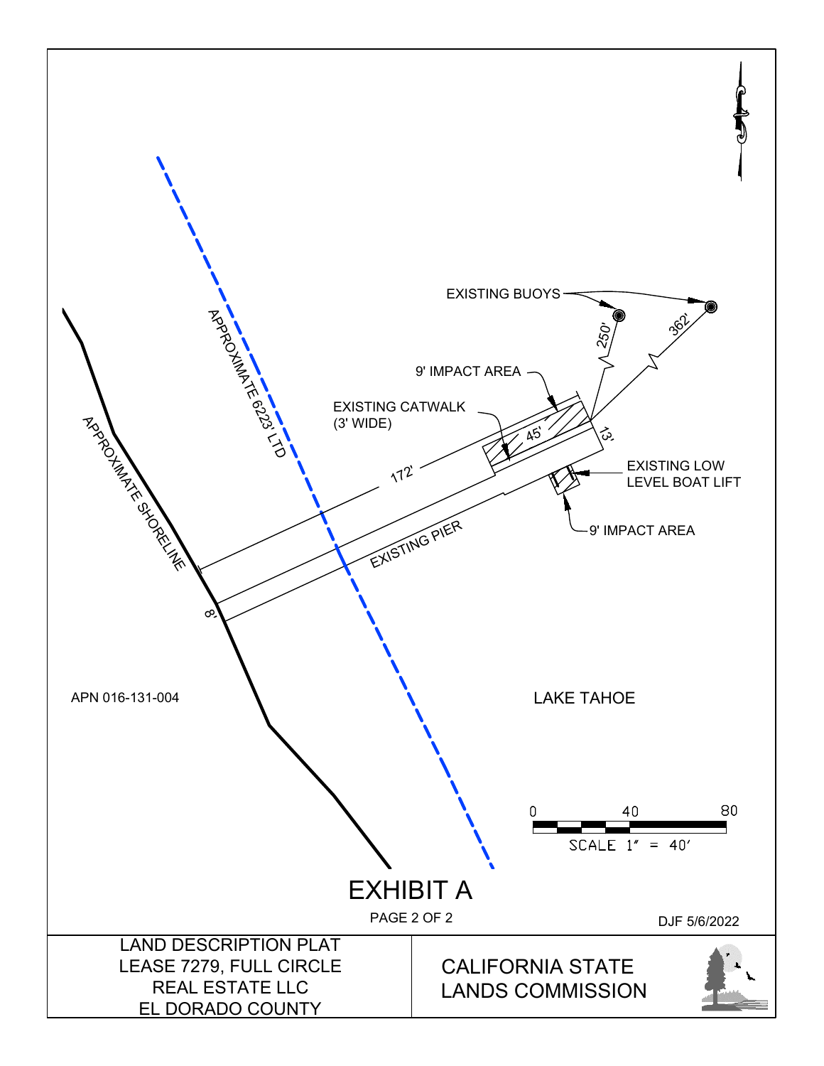EXISTING BUOYS

250'

362'

9' IMPACT AREA

EXISTING CATWALK
(3' WIDE)

45'

13'

172'

EXISTING LOW
LEVEL BOAT LIFT

9' IMPACT AREA

EXISTING PIER

APPROXIMATE 6223' LTD

APPROXIMATE SHORELINE

8'

APN 016-131-004

LAKE TAHOE

0 40 80

SCALE 1" = 40'

# EXHIBIT A

PAGE 2 OF 2

DJF 5/6/2022

LAND DESCRIPTION PLAT
LEASE 7279, FULL CIRCLE
REAL ESTATE LLC
EL DORADO COUNTY

CALIFORNIA STATE
LANDS COMMISSION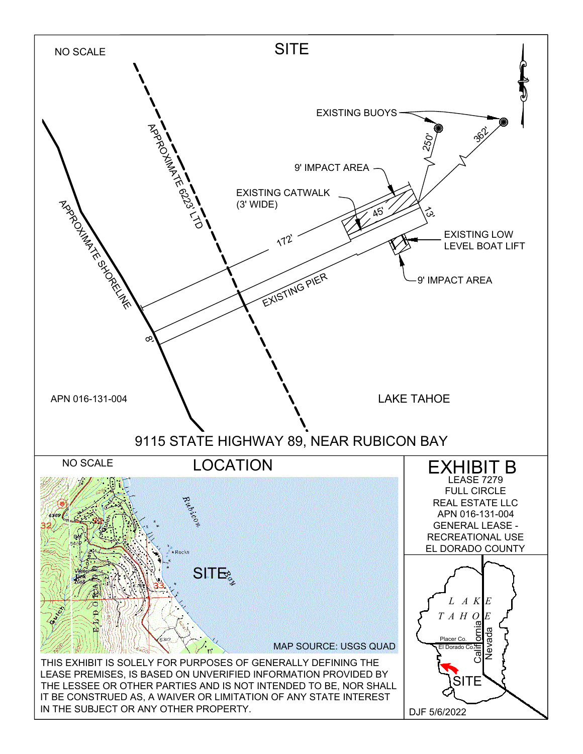NO SCALE

# SITE

EXISTING BUOYS

250'

362'

9' IMPACT AREA

EXISTING CATWALK
(3' WIDE)

45'

13'

172'

EXISTING LOW
LEVEL BOAT LIFT

9' IMPACT AREA

EXISTING PIER

APPROXIMATE 6223' LTD

APPROXIMATE SHORELINE

8'

APN 016-131-004

LAKE TAHOE

9115 STATE HIGHWAY 89, NEAR RUBICON BAY

NO SCALE

# LOCATION

SITE

MAP SOURCE: USGS QUAD

THIS EXHIBIT IS SOLELY FOR PURPOSES OF GENERALLY DEFINING THE LEASE PREMISES, IS BASED ON UNVERIFIED INFORMATION PROVIDED BY THE LESSEE OR OTHER PARTIES AND IS NOT INTENDED TO BE, NOR SHALL IT BE CONSTRUED AS, A WAIVER OR LIMITATION OF ANY STATE INTEREST IN THE SUBJECT OR ANY OTHER PROPERTY.

# EXHIBIT B

LEASE 7279
FULL CIRCLE
REAL ESTATE LLC
APN 016-131-004
GENERAL LEASE -
RECREATIONAL USE
EL DORADO COUNTY

LAKE TAHOE

Placer Co.
El Dorado Co.
California
Nevada

SITE

DJF 5/6/2022